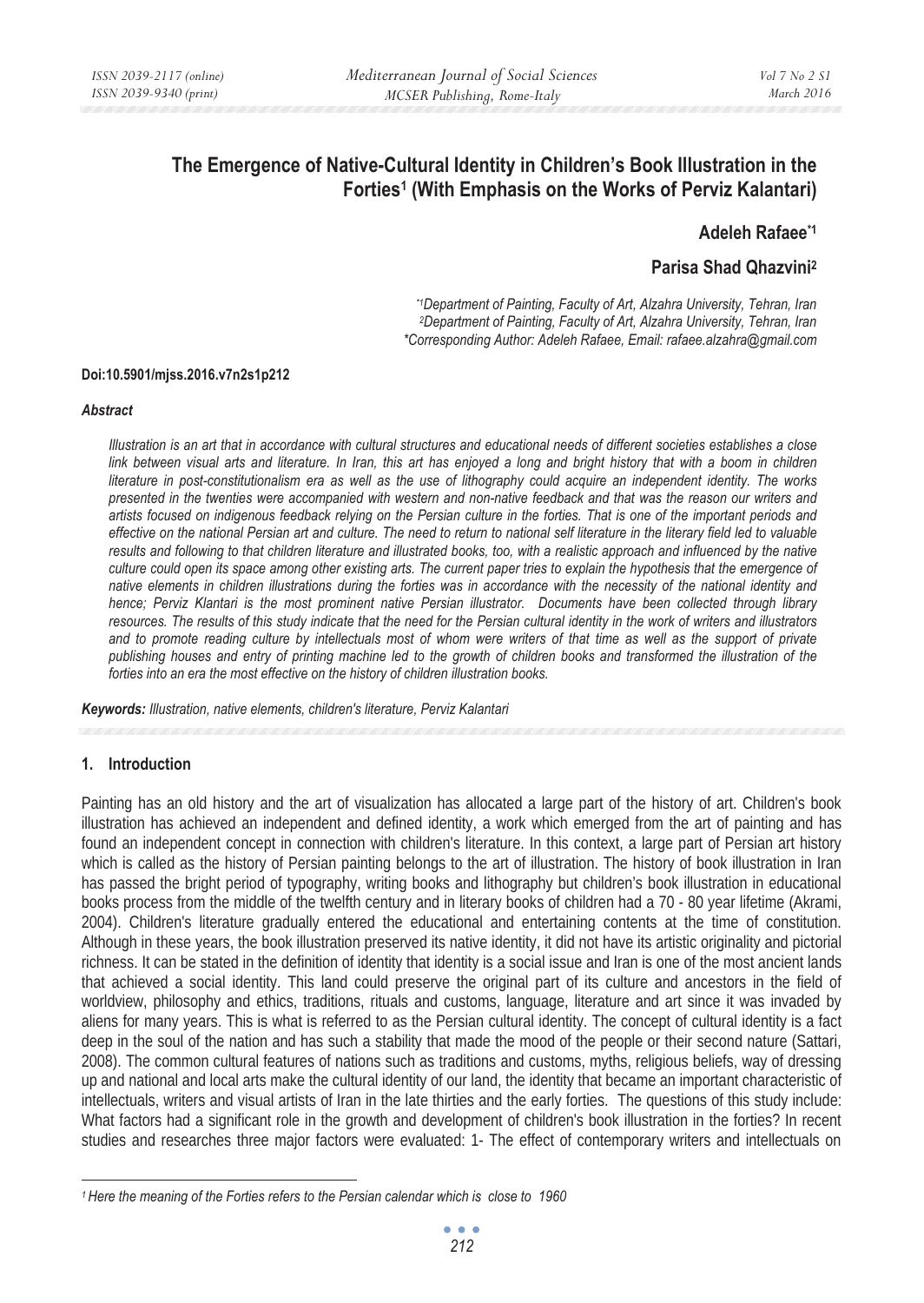# The Emergence of Native-Cultural Identity in Children's Book Illustration in the Forties[1] (With Emphasis on the Works of Perviz Kalantari)

**Adeleh Rafaee**[*1]

**Parisa Shad Qhazvini**[2]

*[*1]Department of Painting, Faculty of Art, Alzahra University, Tehran, Iran*
*[2]Department of Painting, Faculty of Art, Alzahra University, Tehran, Iran*
*\*Corresponding Author: Adeleh Rafaee, Email: rafaee.alzahra@gmail.com*

**Doi:10.5901/mjss.2016.v7n2s1p212**

### *Abstract*

*Illustration is an art that in accordance with cultural structures and educational needs of different societies establishes a close link between visual arts and literature. In Iran, this art has enjoyed a long and bright history that with a boom in children literature in post-constitutionalism era as well as the use of lithography could acquire an independent identity. The works presented in the twenties were accompanied with western and non-native feedback and that was the reason our writers and artists focused on indigenous feedback relying on the Persian culture in the forties. That is one of the important periods and effective on the national Persian art and culture. The need to return to national self literature in the literary field led to valuable results and following to that children literature and illustrated books, too, with a realistic approach and influenced by the native culture could open its space among other existing arts. The current paper tries to explain the hypothesis that the emergence of native elements in children illustrations during the forties was in accordance with the necessity of the national identity and hence; Perviz Klantari is the most prominent native Persian illustrator. Documents have been collected through library resources. The results of this study indicate that the need for the Persian cultural identity in the work of writers and illustrators and to promote reading culture by intellectuals most of whom were writers of that time as well as the support of private publishing houses and entry of printing machine led to the growth of children books and transformed the illustration of the forties into an era the most effective on the history of children illustration books.*

***Keywords:*** *Illustration, native elements, children's literature, Perviz Kalantari*

## 1. Introduction

Painting has an old history and the art of visualization has allocated a large part of the history of art. Children's book illustration has achieved an independent and defined identity, a work which emerged from the art of painting and has found an independent concept in connection with children's literature. In this context, a large part of Persian art history which is called as the history of Persian painting belongs to the art of illustration. The history of book illustration in Iran has passed the bright period of typography, writing books and lithography but children's book illustration in educational books process from the middle of the twelfth century and in literary books of children had a 70 - 80 year lifetime (Akrami, 2004). Children's literature gradually entered the educational and entertaining contents at the time of constitution. Although in these years, the book illustration preserved its native identity, it did not have its artistic originality and pictorial richness. It can be stated in the definition of identity that identity is a social issue and Iran is one of the most ancient lands that achieved a social identity. This land could preserve the original part of its culture and ancestors in the field of worldview, philosophy and ethics, traditions, rituals and customs, language, literature and art since it was invaded by aliens for many years. This is what is referred to as the Persian cultural identity. The concept of cultural identity is a fact deep in the soul of the nation and has such a stability that made the mood of the people or their second nature (Sattari, 2008). The common cultural features of nations such as traditions and customs, myths, religious beliefs, way of dressing up and national and local arts make the cultural identity of our land, the identity that became an important characteristic of intellectuals, writers and visual artists of Iran in the late thirties and the early forties. The questions of this study include: What factors had a significant role in the growth and development of children's book illustration in the forties? In recent studies and researches three major factors were evaluated: 1- The effect of contemporary writers and intellectuals on

---

[1] *Here the meaning of the Forties refers to the Persian calendar which is close to 1960*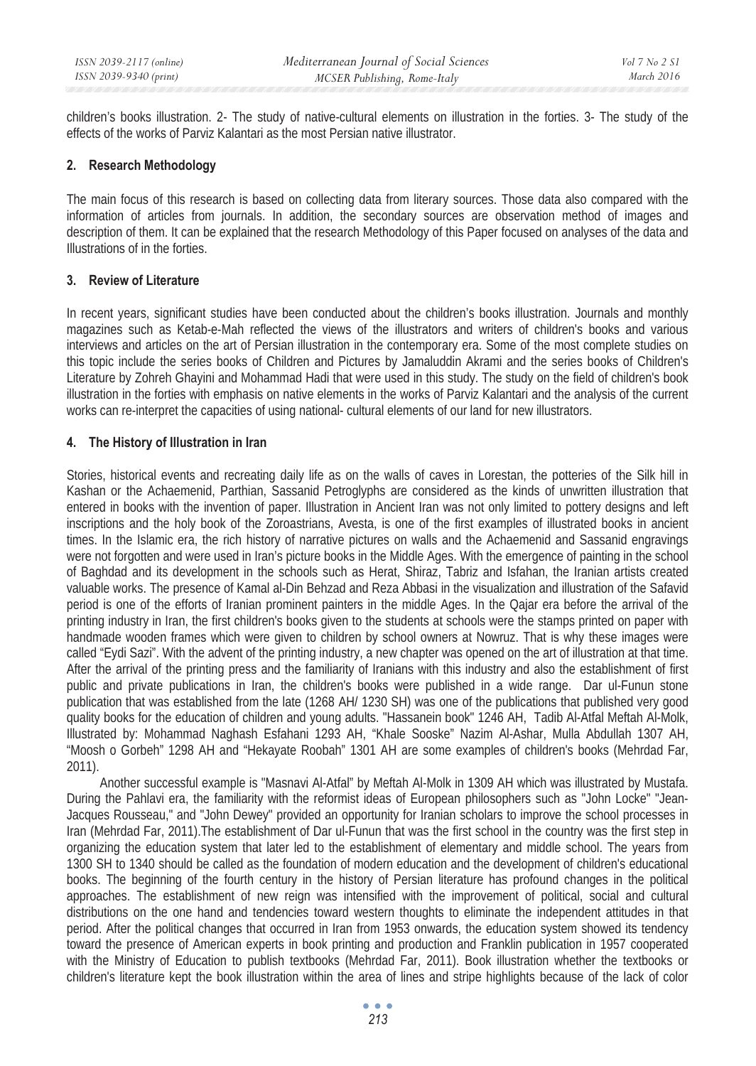children's books illustration. 2- The study of native-cultural elements on illustration in the forties. 3- The study of the effects of the works of Parviz Kalantari as the most Persian native illustrator.

## 2. Research Methodology

The main focus of this research is based on collecting data from literary sources. Those data also compared with the information of articles from journals. In addition, the secondary sources are observation method of images and description of them. It can be explained that the research Methodology of this Paper focused on analyses of the data and Illustrations of in the forties.

## 3. Review of Literature

In recent years, significant studies have been conducted about the children's books illustration. Journals and monthly magazines such as Ketab-e-Mah reflected the views of the illustrators and writers of children's books and various interviews and articles on the art of Persian illustration in the contemporary era. Some of the most complete studies on this topic include the series books of Children and Pictures by Jamaluddin Akrami and the series books of Children's Literature by Zohreh Ghayini and Mohammad Hadi that were used in this study. The study on the field of children's book illustration in the forties with emphasis on native elements in the works of Parviz Kalantari and the analysis of the current works can re-interpret the capacities of using national- cultural elements of our land for new illustrators.

## 4. The History of Illustration in Iran

Stories, historical events and recreating daily life as on the walls of caves in Lorestan, the potteries of the Silk hill in Kashan or the Achaemenid, Parthian, Sassanid Petroglyphs are considered as the kinds of unwritten illustration that entered in books with the invention of paper. Illustration in Ancient Iran was not only limited to pottery designs and left inscriptions and the holy book of the Zoroastrians, Avesta, is one of the first examples of illustrated books in ancient times. In the Islamic era, the rich history of narrative pictures on walls and the Achaemenid and Sassanid engravings were not forgotten and were used in Iran's picture books in the Middle Ages. With the emergence of painting in the school of Baghdad and its development in the schools such as Herat, Shiraz, Tabriz and Isfahan, the Iranian artists created valuable works. The presence of Kamal al-Din Behzad and Reza Abbasi in the visualization and illustration of the Safavid period is one of the efforts of Iranian prominent painters in the middle Ages. In the Qajar era before the arrival of the printing industry in Iran, the first children's books given to the students at schools were the stamps printed on paper with handmade wooden frames which were given to children by school owners at Nowruz. That is why these images were called "Eydi Sazi". With the advent of the printing industry, a new chapter was opened on the art of illustration at that time. After the arrival of the printing press and the familiarity of Iranians with this industry and also the establishment of first public and private publications in Iran, the children's books were published in a wide range. Dar ul-Funun stone publication that was established from the late (1268 AH/ 1230 SH) was one of the publications that published very good quality books for the education of children and young adults. "Hassanein book" 1246 AH, Tadib Al-Atfal Meftah Al-Molk, Illustrated by: Mohammad Naghash Esfahani 1293 AH, "Khale Sooske" Nazim Al-Ashar, Mulla Abdullah 1307 AH, "Moosh o Gorbeh" 1298 AH and "Hekayate Roobah" 1301 AH are some examples of children's books (Mehrdad Far, 2011).

Another successful example is "Masnavi Al-Atfal" by Meftah Al-Molk in 1309 AH which was illustrated by Mustafa. During the Pahlavi era, the familiarity with the reformist ideas of European philosophers such as "John Locke" "Jean-Jacques Rousseau," and "John Dewey" provided an opportunity for Iranian scholars to improve the school processes in Iran (Mehrdad Far, 2011).The establishment of Dar ul-Funun that was the first school in the country was the first step in organizing the education system that later led to the establishment of elementary and middle school. The years from 1300 SH to 1340 should be called as the foundation of modern education and the development of children's educational books. The beginning of the fourth century in the history of Persian literature has profound changes in the political approaches. The establishment of new reign was intensified with the improvement of political, social and cultural distributions on the one hand and tendencies toward western thoughts to eliminate the independent attitudes in that period. After the political changes that occurred in Iran from 1953 onwards, the education system showed its tendency toward the presence of American experts in book printing and production and Franklin publication in 1957 cooperated with the Ministry of Education to publish textbooks (Mehrdad Far, 2011). Book illustration whether the textbooks or children's literature kept the book illustration within the area of lines and stripe highlights because of the lack of color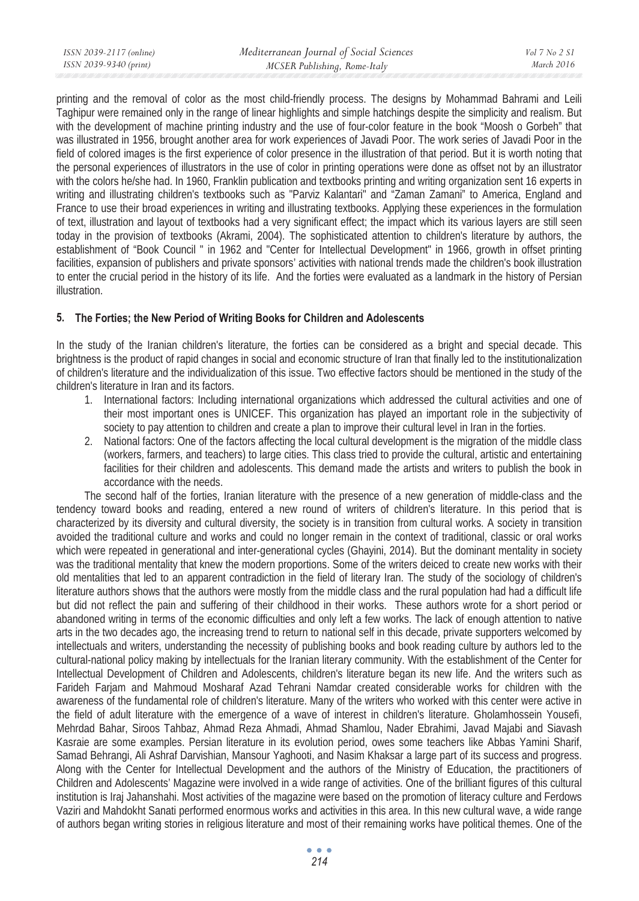printing and the removal of color as the most child-friendly process. The designs by Mohammad Bahrami and Leili Taghipur were remained only in the range of linear highlights and simple hatchings despite the simplicity and realism. But with the development of machine printing industry and the use of four-color feature in the book "Moosh o Gorbeh" that was illustrated in 1956, brought another area for work experiences of Javadi Poor. The work series of Javadi Poor in the field of colored images is the first experience of color presence in the illustration of that period. But it is worth noting that the personal experiences of illustrators in the use of color in printing operations were done as offset not by an illustrator with the colors he/she had. In 1960, Franklin publication and textbooks printing and writing organization sent 16 experts in writing and illustrating children's textbooks such as "Parviz Kalantari" and "Zaman Zamani" to America, England and France to use their broad experiences in writing and illustrating textbooks. Applying these experiences in the formulation of text, illustration and layout of textbooks had a very significant effect; the impact which its various layers are still seen today in the provision of textbooks (Akrami, 2004). The sophisticated attention to children's literature by authors, the establishment of "Book Council " in 1962 and "Center for Intellectual Development" in 1966, growth in offset printing facilities, expansion of publishers and private sponsors' activities with national trends made the children's book illustration to enter the crucial period in the history of its life. And the forties were evaluated as a landmark in the history of Persian illustration.

## 5. The Forties; the New Period of Writing Books for Children and Adolescents

In the study of the Iranian children's literature, the forties can be considered as a bright and special decade. This brightness is the product of rapid changes in social and economic structure of Iran that finally led to the institutionalization of children's literature and the individualization of this issue. Two effective factors should be mentioned in the study of the children's literature in Iran and its factors.

1. International factors: Including international organizations which addressed the cultural activities and one of their most important ones is UNICEF. This organization has played an important role in the subjectivity of society to pay attention to children and create a plan to improve their cultural level in Iran in the forties.
2. National factors: One of the factors affecting the local cultural development is the migration of the middle class (workers, farmers, and teachers) to large cities. This class tried to provide the cultural, artistic and entertaining facilities for their children and adolescents. This demand made the artists and writers to publish the book in accordance with the needs.

The second half of the forties, Iranian literature with the presence of a new generation of middle-class and the tendency toward books and reading, entered a new round of writers of children's literature. In this period that is characterized by its diversity and cultural diversity, the society is in transition from cultural works. A society in transition avoided the traditional culture and works and could no longer remain in the context of traditional, classic or oral works which were repeated in generational and inter-generational cycles (Ghayini, 2014). But the dominant mentality in society was the traditional mentality that knew the modern proportions. Some of the writers deiced to create new works with their old mentalities that led to an apparent contradiction in the field of literary Iran. The study of the sociology of children's literature authors shows that the authors were mostly from the middle class and the rural population had had a difficult life but did not reflect the pain and suffering of their childhood in their works. These authors wrote for a short period or abandoned writing in terms of the economic difficulties and only left a few works. The lack of enough attention to native arts in the two decades ago, the increasing trend to return to national self in this decade, private supporters welcomed by intellectuals and writers, understanding the necessity of publishing books and book reading culture by authors led to the cultural-national policy making by intellectuals for the Iranian literary community. With the establishment of the Center for Intellectual Development of Children and Adolescents, children's literature began its new life. And the writers such as Farideh Farjam and Mahmoud Mosharaf Azad Tehrani Namdar created considerable works for children with the awareness of the fundamental role of children's literature. Many of the writers who worked with this center were active in the field of adult literature with the emergence of a wave of interest in children's literature. Gholamhossein Yousefi, Mehrdad Bahar, Siroos Tahbaz, Ahmad Reza Ahmadi, Ahmad Shamlou, Nader Ebrahimi, Javad Majabi and Siavash Kasraie are some examples. Persian literature in its evolution period, owes some teachers like Abbas Yamini Sharif, Samad Behrangi, Ali Ashraf Darvishian, Mansour Yaghooti, and Nasim Khaksar a large part of its success and progress. Along with the Center for Intellectual Development and the authors of the Ministry of Education, the practitioners of Children and Adolescents' Magazine were involved in a wide range of activities. One of the brilliant figures of this cultural institution is Iraj Jahanshahi. Most activities of the magazine were based on the promotion of literacy culture and Ferdows Vaziri and Mahdokht Sanati performed enormous works and activities in this area. In this new cultural wave, a wide range of authors began writing stories in religious literature and most of their remaining works have political themes. One of the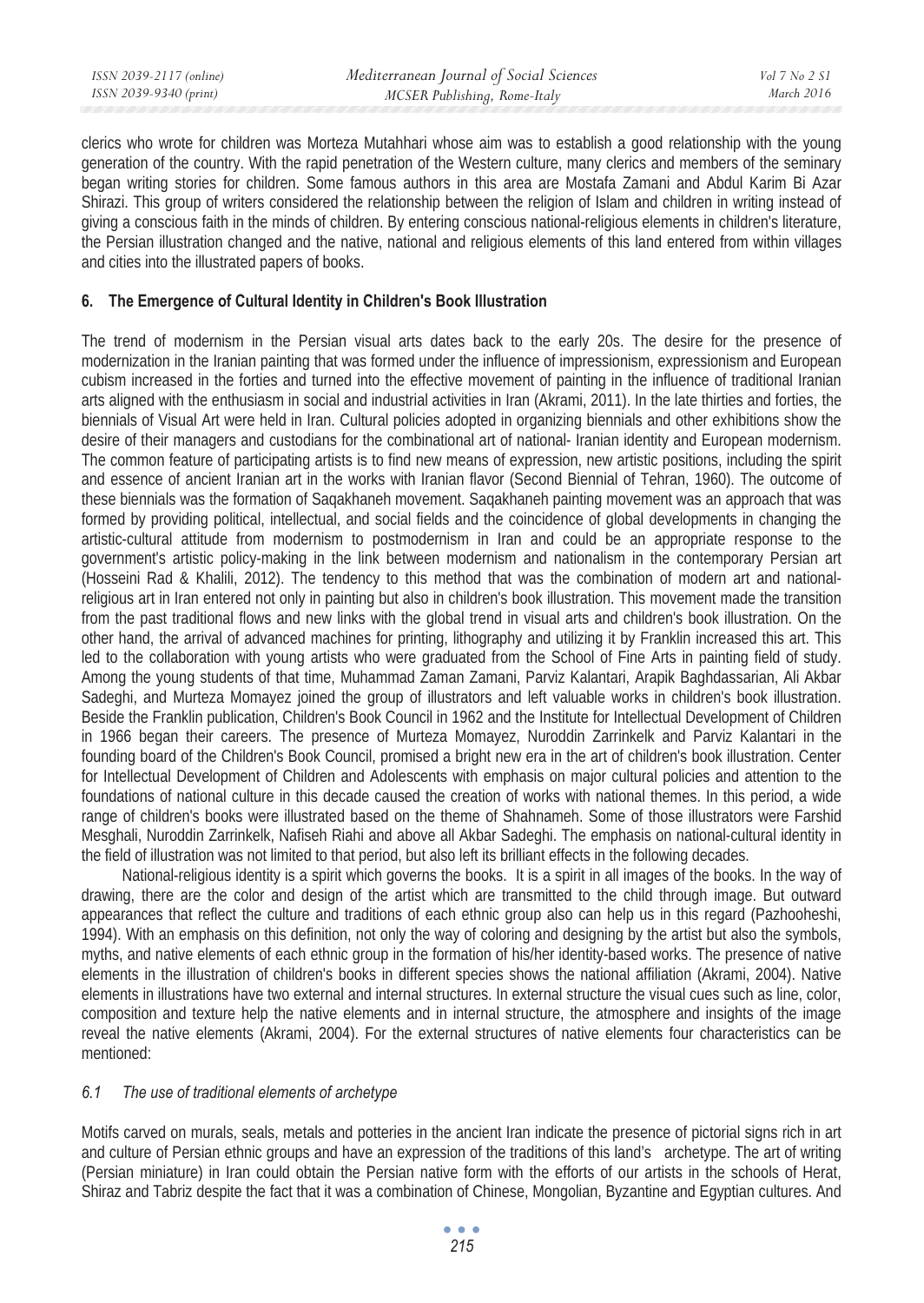clerics who wrote for children was Morteza Mutahhari whose aim was to establish a good relationship with the young generation of the country. With the rapid penetration of the Western culture, many clerics and members of the seminary began writing stories for children. Some famous authors in this area are Mostafa Zamani and Abdul Karim Bi Azar Shirazi. This group of writers considered the relationship between the religion of Islam and children in writing instead of giving a conscious faith in the minds of children. By entering conscious national-religious elements in children's literature, the Persian illustration changed and the native, national and religious elements of this land entered from within villages and cities into the illustrated papers of books.

## 6. The Emergence of Cultural Identity in Children's Book Illustration

The trend of modernism in the Persian visual arts dates back to the early 20s. The desire for the presence of modernization in the Iranian painting that was formed under the influence of impressionism, expressionism and European cubism increased in the forties and turned into the effective movement of painting in the influence of traditional Iranian arts aligned with the enthusiasm in social and industrial activities in Iran (Akrami, 2011). In the late thirties and forties, the biennials of Visual Art were held in Iran. Cultural policies adopted in organizing biennials and other exhibitions show the desire of their managers and custodians for the combinational art of national- Iranian identity and European modernism. The common feature of participating artists is to find new means of expression, new artistic positions, including the spirit and essence of ancient Iranian art in the works with Iranian flavor (Second Biennial of Tehran, 1960). The outcome of these biennials was the formation of Saqakhaneh movement. Saqakhaneh painting movement was an approach that was formed by providing political, intellectual, and social fields and the coincidence of global developments in changing the artistic-cultural attitude from modernism to postmodernism in Iran and could be an appropriate response to the government's artistic policy-making in the link between modernism and nationalism in the contemporary Persian art (Hosseini Rad & Khalili, 2012). The tendency to this method that was the combination of modern art and national-religious art in Iran entered not only in painting but also in children's book illustration. This movement made the transition from the past traditional flows and new links with the global trend in visual arts and children's book illustration. On the other hand, the arrival of advanced machines for printing, lithography and utilizing it by Franklin increased this art. This led to the collaboration with young artists who were graduated from the School of Fine Arts in painting field of study. Among the young students of that time, Muhammad Zaman Zamani, Parviz Kalantari, Arapik Baghdassarian, Ali Akbar Sadeghi, and Murteza Momayez joined the group of illustrators and left valuable works in children's book illustration. Beside the Franklin publication, Children's Book Council in 1962 and the Institute for Intellectual Development of Children in 1966 began their careers. The presence of Murteza Momayez, Nuroddin Zarrinkelk and Parviz Kalantari in the founding board of the Children's Book Council, promised a bright new era in the art of children's book illustration. Center for Intellectual Development of Children and Adolescents with emphasis on major cultural policies and attention to the foundations of national culture in this decade caused the creation of works with national themes. In this period, a wide range of children's books were illustrated based on the theme of Shahnameh. Some of those illustrators were Farshid Mesghali, Nuroddin Zarrinkelk, Nafiseh Riahi and above all Akbar Sadeghi. The emphasis on national-cultural identity in the field of illustration was not limited to that period, but also left its brilliant effects in the following decades.

National-religious identity is a spirit which governs the books. It is a spirit in all images of the books. In the way of drawing, there are the color and design of the artist which are transmitted to the child through image. But outward appearances that reflect the culture and traditions of each ethnic group also can help us in this regard (Pazhooheshi, 1994). With an emphasis on this definition, not only the way of coloring and designing by the artist but also the symbols, myths, and native elements of each ethnic group in the formation of his/her identity-based works. The presence of native elements in the illustration of children's books in different species shows the national affiliation (Akrami, 2004). Native elements in illustrations have two external and internal structures. In external structure the visual cues such as line, color, composition and texture help the native elements and in internal structure, the atmosphere and insights of the image reveal the native elements (Akrami, 2004). For the external structures of native elements four characteristics can be mentioned:

### *6.1 The use of traditional elements of archetype*

Motifs carved on murals, seals, metals and potteries in the ancient Iran indicate the presence of pictorial signs rich in art and culture of Persian ethnic groups and have an expression of the traditions of this land's archetype. The art of writing (Persian miniature) in Iran could obtain the Persian native form with the efforts of our artists in the schools of Herat, Shiraz and Tabriz despite the fact that it was a combination of Chinese, Mongolian, Byzantine and Egyptian cultures. And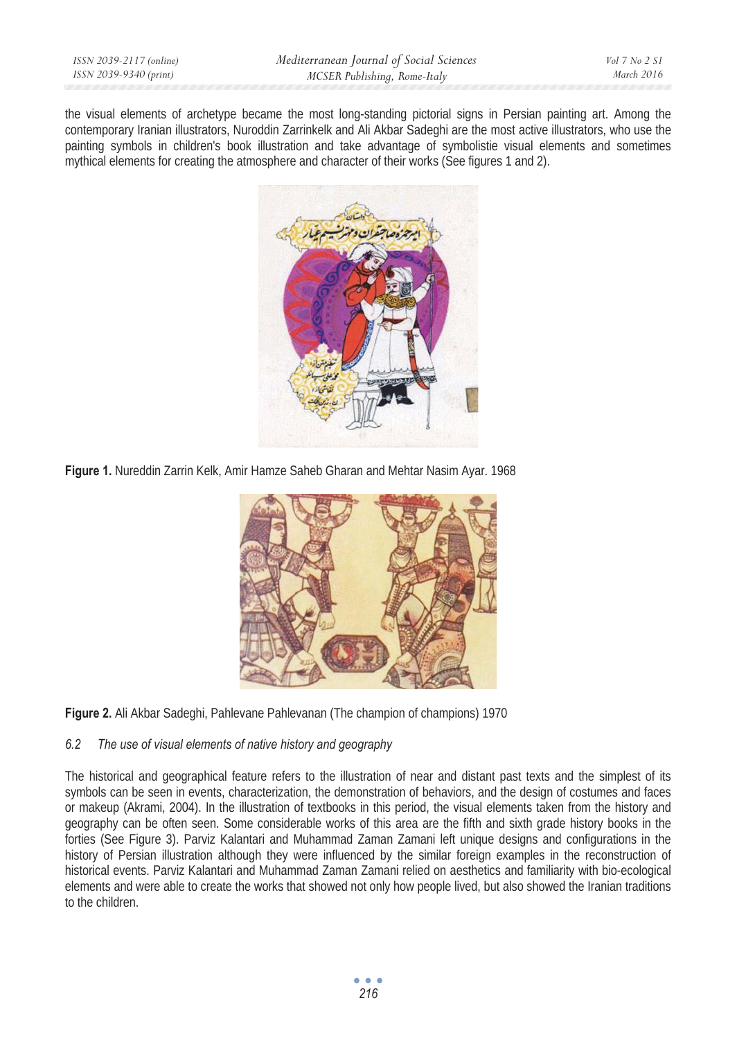the visual elements of archetype became the most long-standing pictorial signs in Persian painting art. Among the contemporary Iranian illustrators, Nuroddin Zarrinkelk and Ali Akbar Sadeghi are the most active illustrators, who use the painting symbols in children's book illustration and take advantage of symbolistie visual elements and sometimes mythical elements for creating the atmosphere and character of their works (See figures 1 and 2).

**Figure 1.** Nureddin Zarrin Kelk, Amir Hamze Saheb Gharan and Mehtar Nasim Ayar. 1968

**Figure 2.** Ali Akbar Sadeghi, Pahlevane Pahlevanan (The champion of champions) 1970

### *6.2 The use of visual elements of native history and geography*

The historical and geographical feature refers to the illustration of near and distant past texts and the simplest of its symbols can be seen in events, characterization, the demonstration of behaviors, and the design of costumes and faces or makeup (Akrami, 2004). In the illustration of textbooks in this period, the visual elements taken from the history and geography can be often seen. Some considerable works of this area are the fifth and sixth grade history books in the forties (See Figure 3). Parviz Kalantari and Muhammad Zaman Zamani left unique designs and configurations in the history of Persian illustration although they were influenced by the similar foreign examples in the reconstruction of historical events. Parviz Kalantari and Muhammad Zaman Zamani relied on aesthetics and familiarity with bio-ecological elements and were able to create the works that showed not only how people lived, but also showed the Iranian traditions to the children.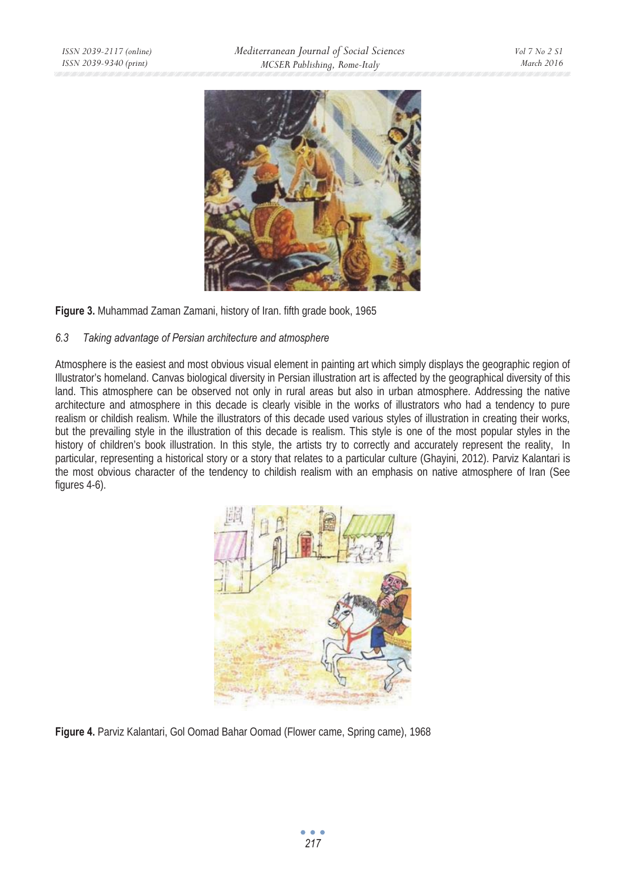**Figure 3.** Muhammad Zaman Zamani, history of Iran. fifth grade book, 1965

### *6.3 Taking advantage of Persian architecture and atmosphere*

Atmosphere is the easiest and most obvious visual element in painting art which simply displays the geographic region of Illustrator's homeland. Canvas biological diversity in Persian illustration art is affected by the geographical diversity of this land. This atmosphere can be observed not only in rural areas but also in urban atmosphere. Addressing the native architecture and atmosphere in this decade is clearly visible in the works of illustrators who had a tendency to pure realism or childish realism. While the illustrators of this decade used various styles of illustration in creating their works, but the prevailing style in the illustration of this decade is realism. This style is one of the most popular styles in the history of children's book illustration. In this style, the artists try to correctly and accurately represent the reality, In particular, representing a historical story or a story that relates to a particular culture (Ghayini, 2012). Parviz Kalantari is the most obvious character of the tendency to childish realism with an emphasis on native atmosphere of Iran (See figures 4-6).

**Figure 4.** Parviz Kalantari, Gol Oomad Bahar Oomad (Flower came, Spring came), 1968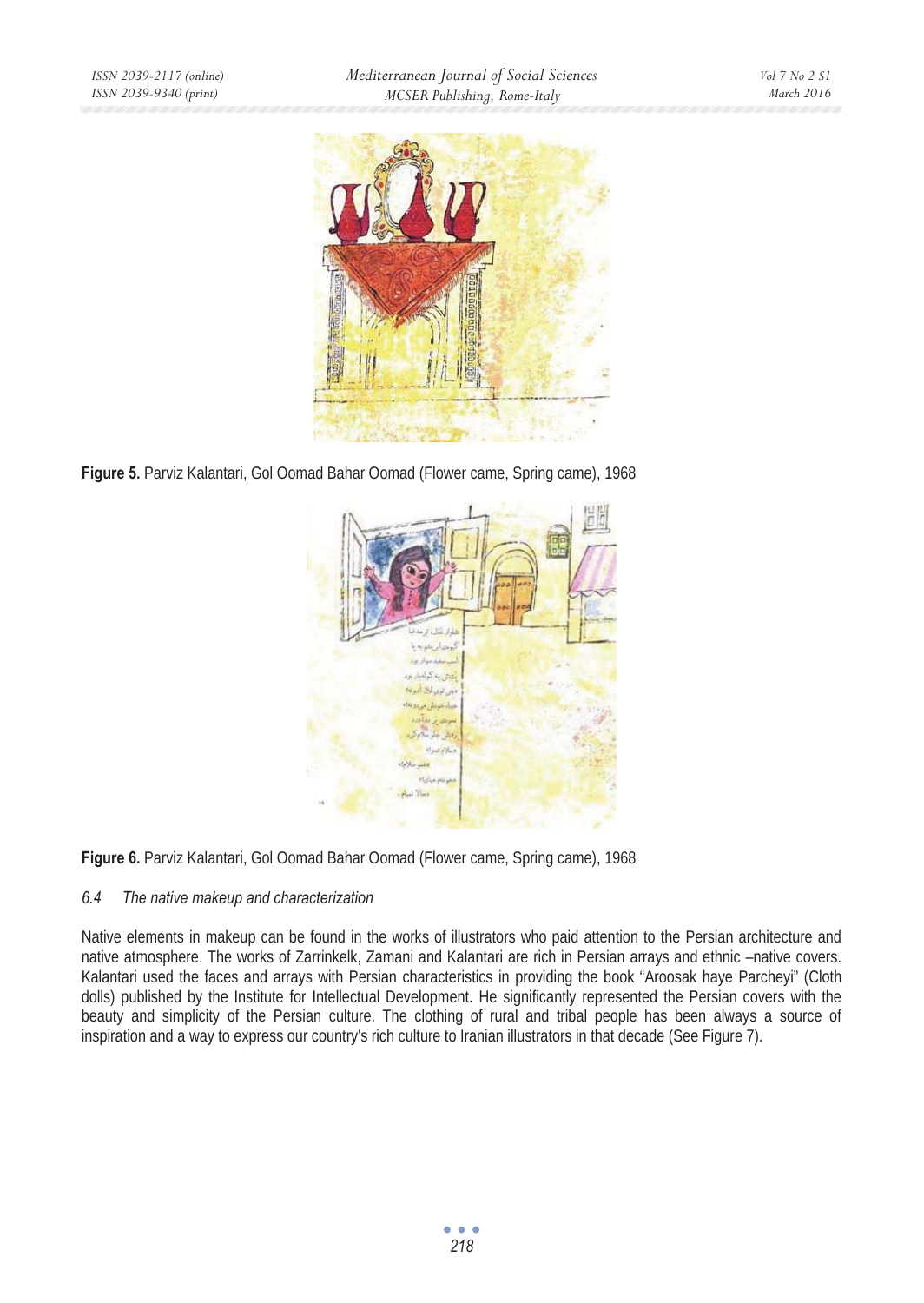**Figure 5.** Parviz Kalantari, Gol Oomad Bahar Oomad (Flower came, Spring came), 1968

**Figure 6.** Parviz Kalantari, Gol Oomad Bahar Oomad (Flower came, Spring came), 1968

### *6.4 The native makeup and characterization*

Native elements in makeup can be found in the works of illustrators who paid attention to the Persian architecture and native atmosphere. The works of Zarrinkelk, Zamani and Kalantari are rich in Persian arrays and ethnic –native covers. Kalantari used the faces and arrays with Persian characteristics in providing the book "Aroosak haye Parcheyi" (Cloth dolls) published by the Institute for Intellectual Development. He significantly represented the Persian covers with the beauty and simplicity of the Persian culture. The clothing of rural and tribal people has been always a source of inspiration and a way to express our country's rich culture to Iranian illustrators in that decade (See Figure 7).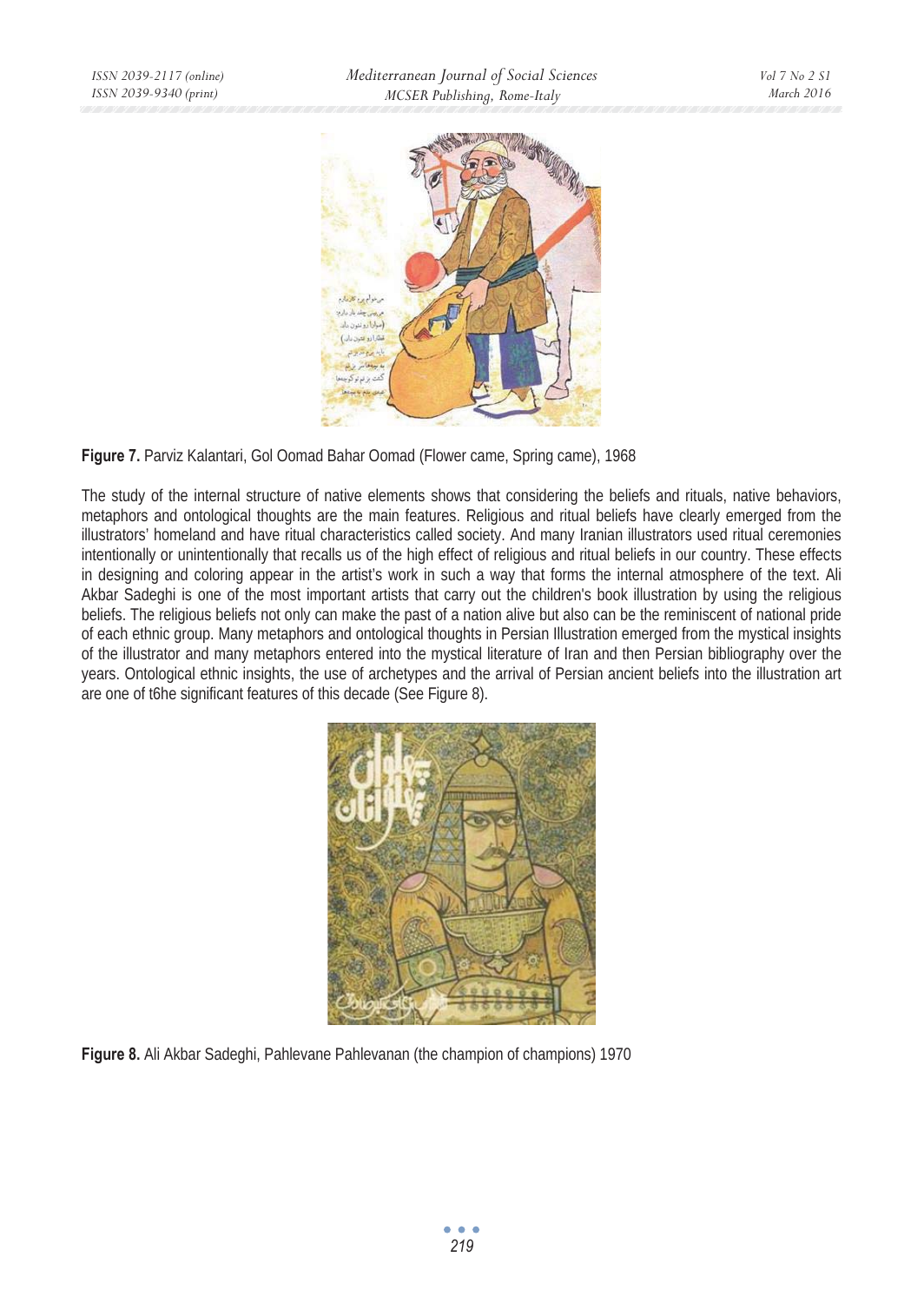**Figure 7.** Parviz Kalantari, Gol Oomad Bahar Oomad (Flower came, Spring came), 1968

The study of the internal structure of native elements shows that considering the beliefs and rituals, native behaviors, metaphors and ontological thoughts are the main features. Religious and ritual beliefs have clearly emerged from the illustrators' homeland and have ritual characteristics called society. And many Iranian illustrators used ritual ceremonies intentionally or unintentionally that recalls us of the high effect of religious and ritual beliefs in our country. These effects in designing and coloring appear in the artist's work in such a way that forms the internal atmosphere of the text. Ali Akbar Sadeghi is one of the most important artists that carry out the children's book illustration by using the religious beliefs. The religious beliefs not only can make the past of a nation alive but also can be the reminiscent of national pride of each ethnic group. Many metaphors and ontological thoughts in Persian Illustration emerged from the mystical insights of the illustrator and many metaphors entered into the mystical literature of Iran and then Persian bibliography over the years. Ontological ethnic insights, the use of archetypes and the arrival of Persian ancient beliefs into the illustration art are one of t6he significant features of this decade (See Figure 8).

**Figure 8.** Ali Akbar Sadeghi, Pahlevane Pahlevanan (the champion of champions) 1970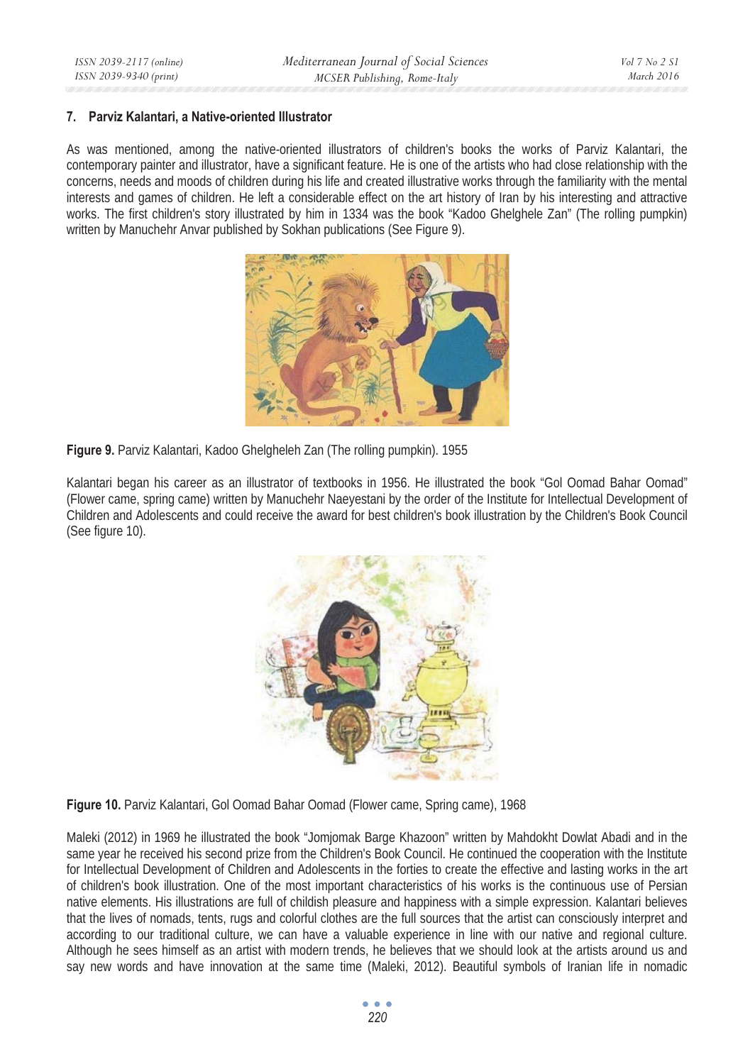## 7. Parviz Kalantari, a Native-oriented Illustrator

As was mentioned, among the native-oriented illustrators of children's books the works of Parviz Kalantari, the contemporary painter and illustrator, have a significant feature. He is one of the artists who had close relationship with the concerns, needs and moods of children during his life and created illustrative works through the familiarity with the mental interests and games of children. He left a considerable effect on the art history of Iran by his interesting and attractive works. The first children's story illustrated by him in 1334 was the book "Kadoo Ghelghele Zan" (The rolling pumpkin) written by Manuchehr Anvar published by Sokhan publications (See Figure 9).

**Figure 9.** Parviz Kalantari, Kadoo Ghelgheleh Zan (The rolling pumpkin). 1955

Kalantari began his career as an illustrator of textbooks in 1956. He illustrated the book "Gol Oomad Bahar Oomad" (Flower came, spring came) written by Manuchehr Naeyestani by the order of the Institute for Intellectual Development of Children and Adolescents and could receive the award for best children's book illustration by the Children's Book Council (See figure 10).

**Figure 10.** Parviz Kalantari, Gol Oomad Bahar Oomad (Flower came, Spring came), 1968

Maleki (2012) in 1969 he illustrated the book "Jomjomak Barge Khazoon" written by Mahdokht Dowlat Abadi and in the same year he received his second prize from the Children's Book Council. He continued the cooperation with the Institute for Intellectual Development of Children and Adolescents in the forties to create the effective and lasting works in the art of children's book illustration. One of the most important characteristics of his works is the continuous use of Persian native elements. His illustrations are full of childish pleasure and happiness with a simple expression. Kalantari believes that the lives of nomads, tents, rugs and colorful clothes are the full sources that the artist can consciously interpret and according to our traditional culture, we can have a valuable experience in line with our native and regional culture. Although he sees himself as an artist with modern trends, he believes that we should look at the artists around us and say new words and have innovation at the same time (Maleki, 2012). Beautiful symbols of Iranian life in nomadic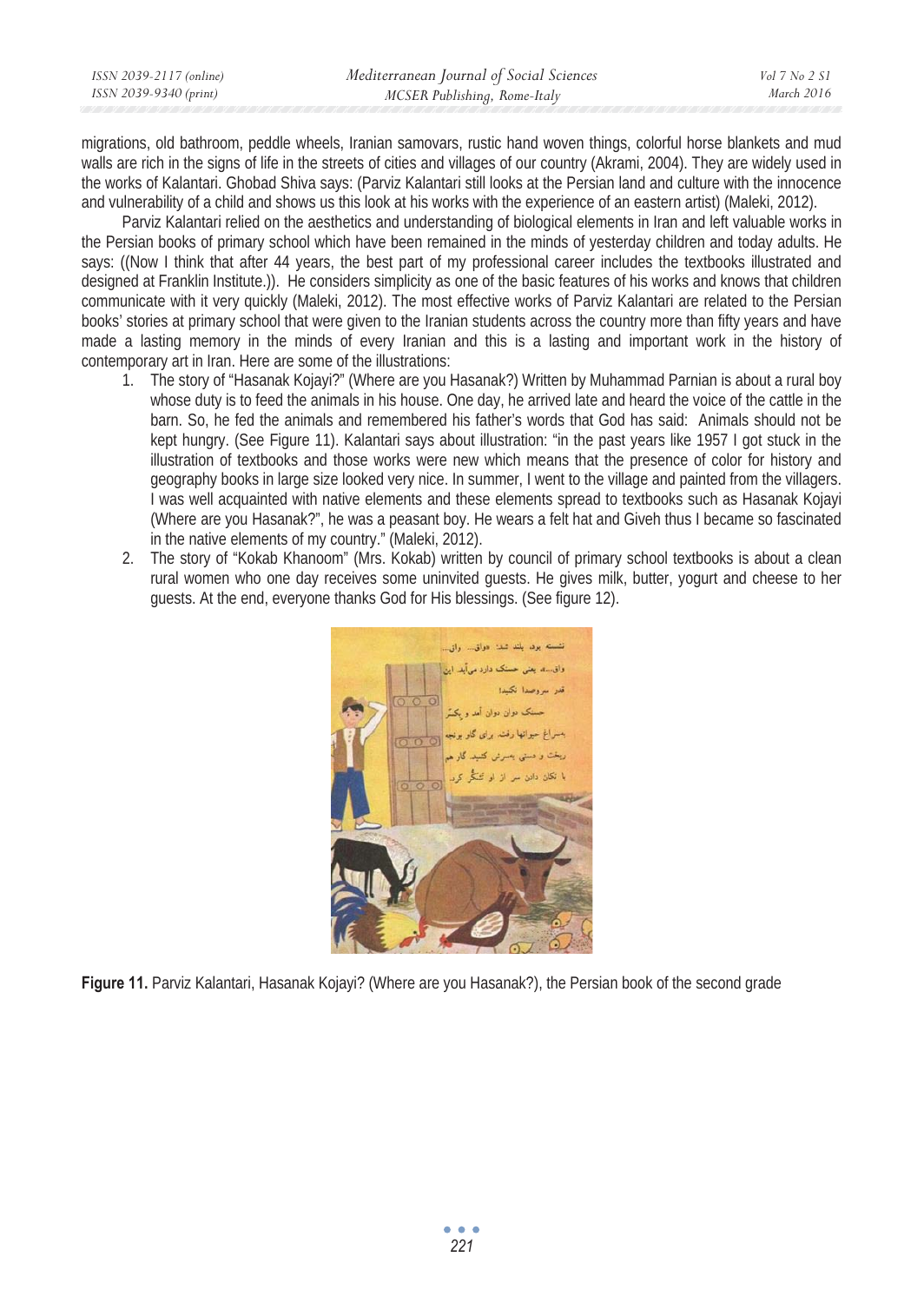migrations, old bathroom, peddle wheels, Iranian samovars, rustic hand woven things, colorful horse blankets and mud walls are rich in the signs of life in the streets of cities and villages of our country (Akrami, 2004). They are widely used in the works of Kalantari. Ghobad Shiva says: (Parviz Kalantari still looks at the Persian land and culture with the innocence and vulnerability of a child and shows us this look at his works with the experience of an eastern artist) (Maleki, 2012).

Parviz Kalantari relied on the aesthetics and understanding of biological elements in Iran and left valuable works in the Persian books of primary school which have been remained in the minds of yesterday children and today adults. He says: ((Now I think that after 44 years, the best part of my professional career includes the textbooks illustrated and designed at Franklin Institute.)). He considers simplicity as one of the basic features of his works and knows that children communicate with it very quickly (Maleki, 2012). The most effective works of Parviz Kalantari are related to the Persian books' stories at primary school that were given to the Iranian students across the country more than fifty years and have made a lasting memory in the minds of every Iranian and this is a lasting and important work in the history of contemporary art in Iran. Here are some of the illustrations:

1. The story of "Hasanak Kojayi?" (Where are you Hasanak?) Written by Muhammad Parnian is about a rural boy whose duty is to feed the animals in his house. One day, he arrived late and heard the voice of the cattle in the barn. So, he fed the animals and remembered his father's words that God has said: Animals should not be kept hungry. (See Figure 11). Kalantari says about illustration: "in the past years like 1957 I got stuck in the illustration of textbooks and those works were new which means that the presence of color for history and geography books in large size looked very nice. In summer, I went to the village and painted from the villagers. I was well acquainted with native elements and these elements spread to textbooks such as Hasanak Kojayi (Where are you Hasanak?", he was a peasant boy. He wears a felt hat and Giveh thus I became so fascinated in the native elements of my country." (Maleki, 2012).
2. The story of "Kokab Khanoom" (Mrs. Kokab) written by council of primary school textbooks is about a clean rural women who one day receives some uninvited guests. He gives milk, butter, yogurt and cheese to her guests. At the end, everyone thanks God for His blessings. (See figure 12).

**Figure 11.** Parviz Kalantari, Hasanak Kojayi? (Where are you Hasanak?), the Persian book of the second grade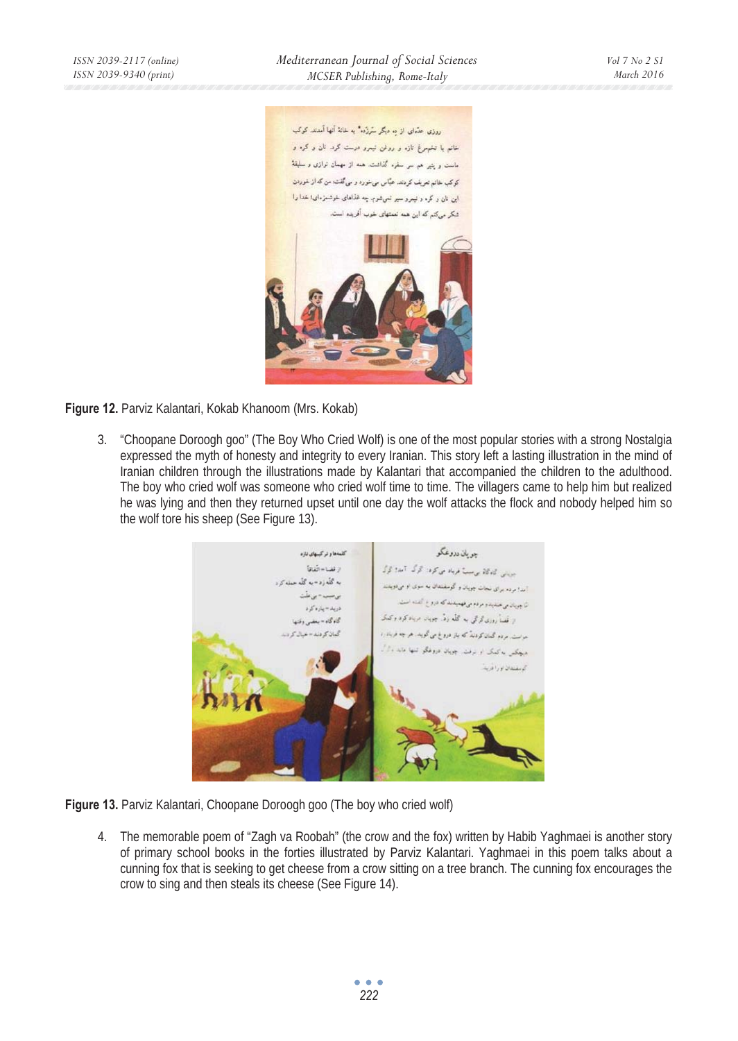**Figure 12.** Parviz Kalantari, Kokab Khanoom (Mrs. Kokab)

3. "Choopane Doroogh goo" (The Boy Who Cried Wolf) is one of the most popular stories with a strong Nostalgia expressed the myth of honesty and integrity to every Iranian. This story left a lasting illustration in the mind of Iranian children through the illustrations made by Kalantari that accompanied the children to the adulthood. The boy who cried wolf was someone who cried wolf time to time. The villagers came to help him but realized he was lying and then they returned upset until one day the wolf attacks the flock and nobody helped him so the wolf tore his sheep (See Figure 13).

**Figure 13.** Parviz Kalantari, Choopane Doroogh goo (The boy who cried wolf)

4. The memorable poem of "Zagh va Roobah" (the crow and the fox) written by Habib Yaghmaei is another story of primary school books in the forties illustrated by Parviz Kalantari. Yaghmaei in this poem talks about a cunning fox that is seeking to get cheese from a crow sitting on a tree branch. The cunning fox encourages the crow to sing and then steals its cheese (See Figure 14).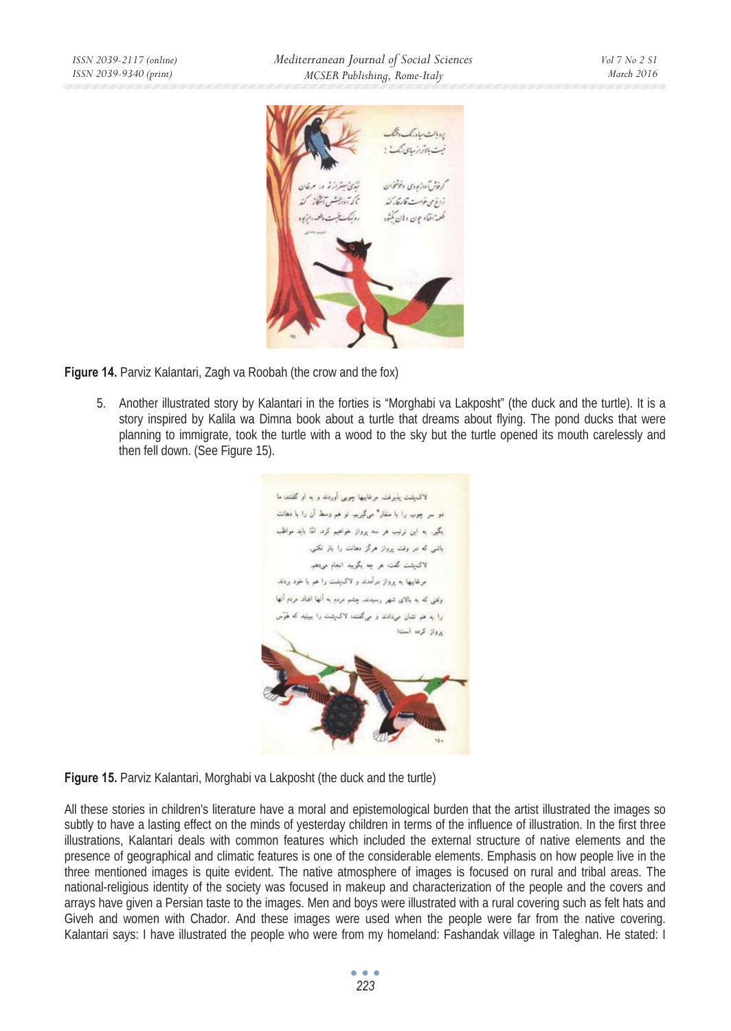**Figure 14.** Parviz Kalantari, Zagh va Roobah (the crow and the fox)

5. Another illustrated story by Kalantari in the forties is "Morghabi va Lakposht" (the duck and the turtle). It is a story inspired by Kalila wa Dimna book about a turtle that dreams about flying. The pond ducks that were planning to immigrate, took the turtle with a wood to the sky but the turtle opened its mouth carelessly and then fell down. (See Figure 15).

**Figure 15.** Parviz Kalantari, Morghabi va Lakposht (the duck and the turtle)

All these stories in children's literature have a moral and epistemological burden that the artist illustrated the images so subtly to have a lasting effect on the minds of yesterday children in terms of the influence of illustration. In the first three illustrations, Kalantari deals with common features which included the external structure of native elements and the presence of geographical and climatic features is one of the considerable elements. Emphasis on how people live in the three mentioned images is quite evident. The native atmosphere of images is focused on rural and tribal areas. The national-religious identity of the society was focused in makeup and characterization of the people and the covers and arrays have given a Persian taste to the images. Men and boys were illustrated with a rural covering such as felt hats and Giveh and women with Chador. And these images were used when the people were far from the native covering. Kalantari says: I have illustrated the people who were from my homeland: Fashandak village in Taleghan. He stated: I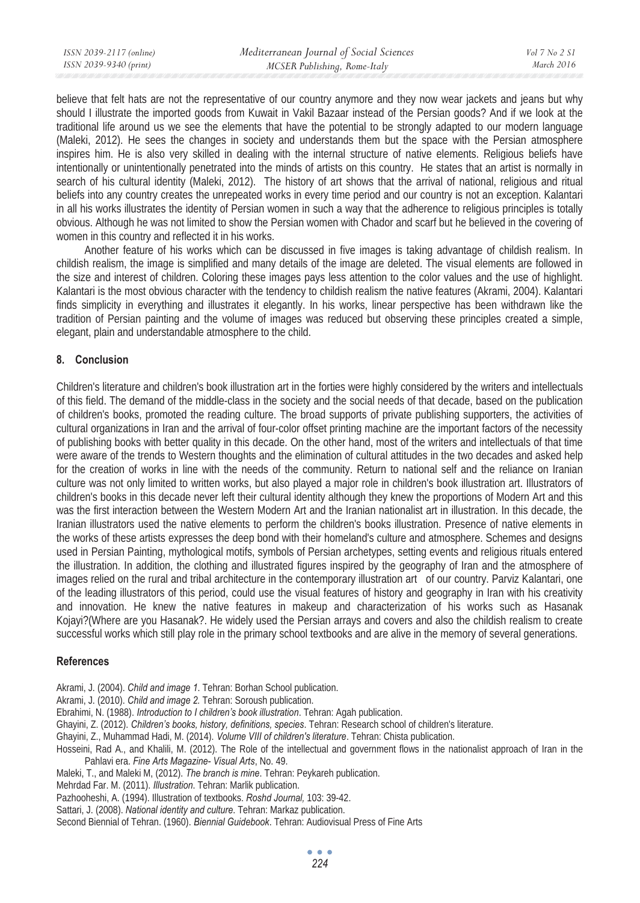believe that felt hats are not the representative of our country anymore and they now wear jackets and jeans but why should I illustrate the imported goods from Kuwait in Vakil Bazaar instead of the Persian goods? And if we look at the traditional life around us we see the elements that have the potential to be strongly adapted to our modern language (Maleki, 2012). He sees the changes in society and understands them but the space with the Persian atmosphere inspires him. He is also very skilled in dealing with the internal structure of native elements. Religious beliefs have intentionally or unintentionally penetrated into the minds of artists on this country. He states that an artist is normally in search of his cultural identity (Maleki, 2012). The history of art shows that the arrival of national, religious and ritual beliefs into any country creates the unrepeated works in every time period and our country is not an exception. Kalantari in all his works illustrates the identity of Persian women in such a way that the adherence to religious principles is totally obvious. Although he was not limited to show the Persian women with Chador and scarf but he believed in the covering of women in this country and reflected it in his works.

Another feature of his works which can be discussed in five images is taking advantage of childish realism. In childish realism, the image is simplified and many details of the image are deleted. The visual elements are followed in the size and interest of children. Coloring these images pays less attention to the color values and the use of highlight. Kalantari is the most obvious character with the tendency to childish realism the native features (Akrami, 2004). Kalantari finds simplicity in everything and illustrates it elegantly. In his works, linear perspective has been withdrawn like the tradition of Persian painting and the volume of images was reduced but observing these principles created a simple, elegant, plain and understandable atmosphere to the child.

## 8. Conclusion

Children's literature and children's book illustration art in the forties were highly considered by the writers and intellectuals of this field. The demand of the middle-class in the society and the social needs of that decade, based on the publication of children's books, promoted the reading culture. The broad supports of private publishing supporters, the activities of cultural organizations in Iran and the arrival of four-color offset printing machine are the important factors of the necessity of publishing books with better quality in this decade. On the other hand, most of the writers and intellectuals of that time were aware of the trends to Western thoughts and the elimination of cultural attitudes in the two decades and asked help for the creation of works in line with the needs of the community. Return to national self and the reliance on Iranian culture was not only limited to written works, but also played a major role in children's book illustration art. Illustrators of children's books in this decade never left their cultural identity although they knew the proportions of Modern Art and this was the first interaction between the Western Modern Art and the Iranian nationalist art in illustration. In this decade, the Iranian illustrators used the native elements to perform the children's books illustration. Presence of native elements in the works of these artists expresses the deep bond with their homeland's culture and atmosphere. Schemes and designs used in Persian Painting, mythological motifs, symbols of Persian archetypes, setting events and religious rituals entered the illustration. In addition, the clothing and illustrated figures inspired by the geography of Iran and the atmosphere of images relied on the rural and tribal architecture in the contemporary illustration art of our country. Parviz Kalantari, one of the leading illustrators of this period, could use the visual features of history and geography in Iran with his creativity and innovation. He knew the native features in makeup and characterization of his works such as Hasanak Kojayi?(Where are you Hasanak?. He widely used the Persian arrays and covers and also the childish realism to create successful works which still play role in the primary school textbooks and are alive in the memory of several generations.

## References

Akrami, J. (2004). *Child and image 1*. Tehran: Borhan School publication.

Akrami, J. (2010). *Child and image 2.* Tehran: Soroush publication.

Ebrahimi, N. (1988). *Introduction to I children's book illustration*. Tehran: Agah publication.

Ghayini, Z. (2012). *Children's books, history, definitions, species*. Tehran: Research school of children's literature.

Ghayini, Z., Muhammad Hadi, M. (2014). *Volume VIII of children's literature*. Tehran: Chista publication.

Hosseini, Rad A., and Khalili, M. (2012). The Role of the intellectual and government flows in the nationalist approach of Iran in the Pahlavi era. *Fine Arts Magazine- Visual Arts*, No. 49.

Maleki, T., and Maleki M, (2012). *The branch is mine*. Tehran: Peykareh publication.

Mehrdad Far. M. (2011). *Illustration*. Tehran: Marlik publication.

Pazhooheshi, A. (1994). Illustration of textbooks. *Roshd Journal,* 103: 39-42.

Sattari, J. (2008). *National identity and culture*. Tehran: Markaz publication.

Second Biennial of Tehran. (1960). *Biennial Guidebook*. Tehran: Audiovisual Press of Fine Arts